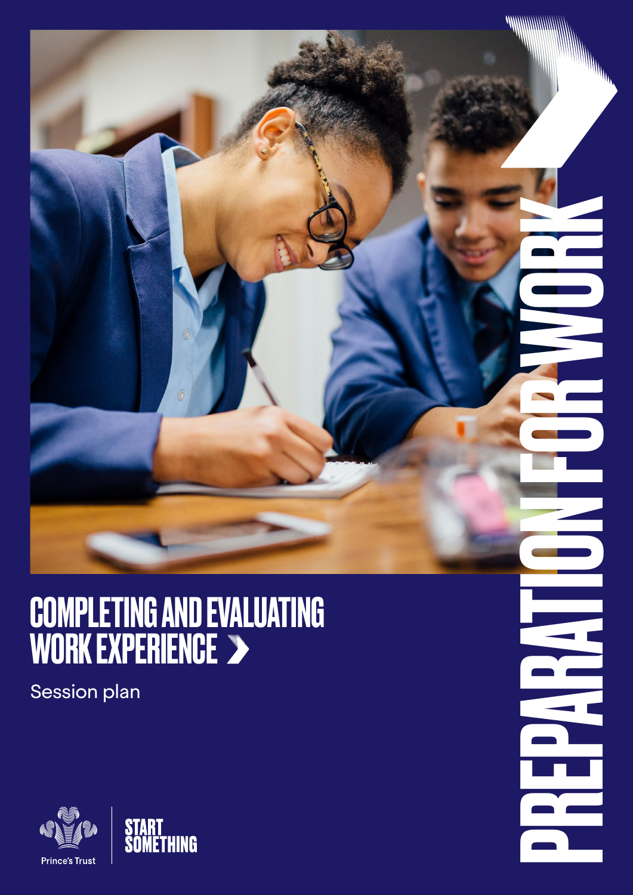# COMPLETING AND EVALUATING WORK EXPERIENCE

Session plan

PREPARATION FOR WORK

Prince's Trust

START SOMETHING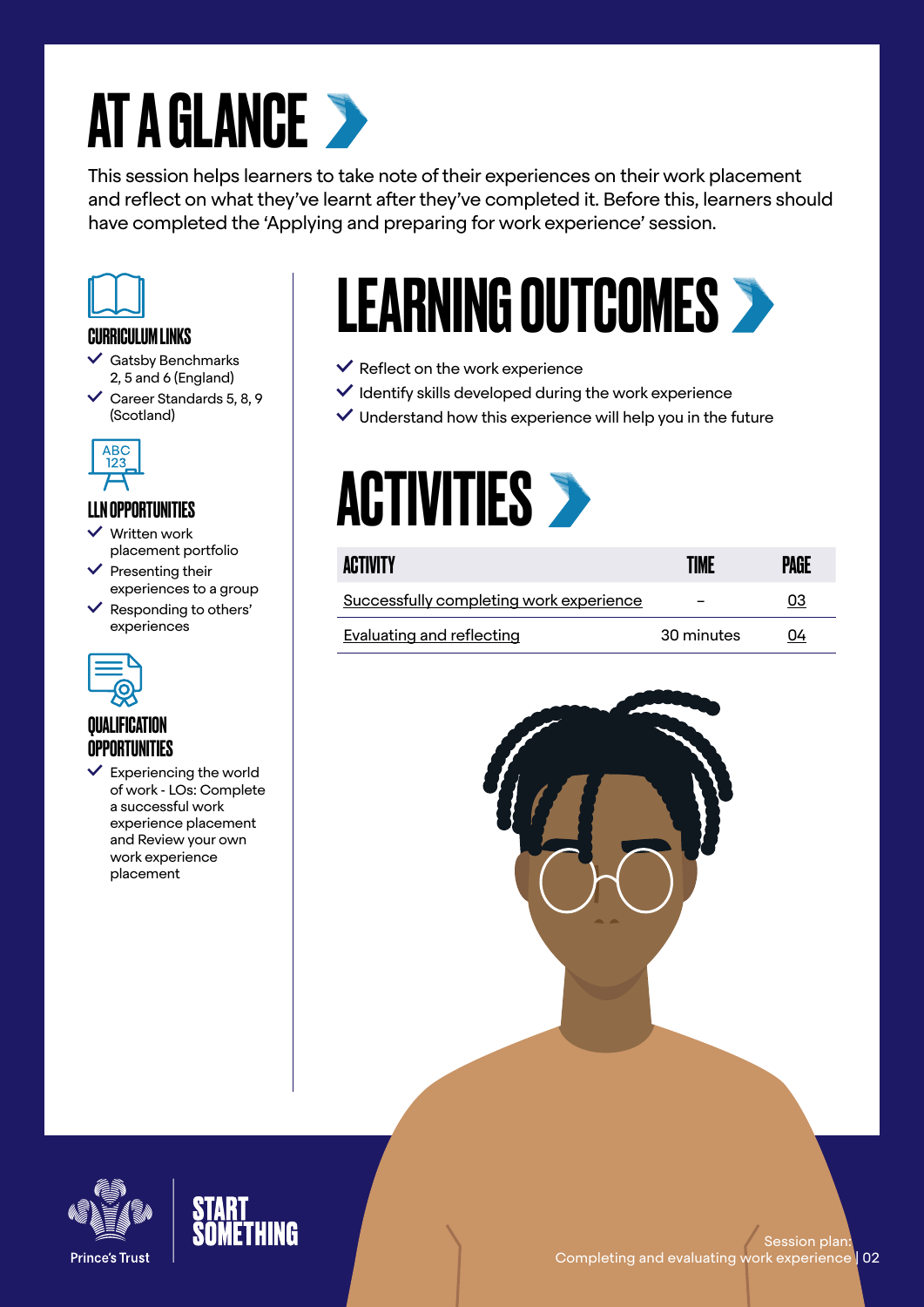# AT A GLANCE

This session helps learners to take note of their experiences on their work placement and reflect on what they've learnt after they've completed it. Before this, learners should have completed the 'Applying and preparing for work experience' session.

### CURRICULUM LINKS

- Gatsby Benchmarks 2, 5 and 6 (England)
- Career Standards 5, 8, 9 (Scotland)

### LLN OPPORTUNITIES

- Written work placement portfolio
- Presenting their experiences to a group
- Responding to others' experiences

### QUALIFICATION OPPORTUNITIES

- Experiencing the world of work - LOs: Complete a successful work experience placement and Review your own work experience placement

## LEARNING OUTCOMES

- Reflect on the work experience
- Identify skills developed during the work experience
- Understand how this experience will help you in the future

## ACTIVITIES

| ACTIVITY | TIME | PAGE |
|---|---|---|
| Successfully completing work experience | – | 03 |
| Evaluating and reflecting | 30 minutes | 04 |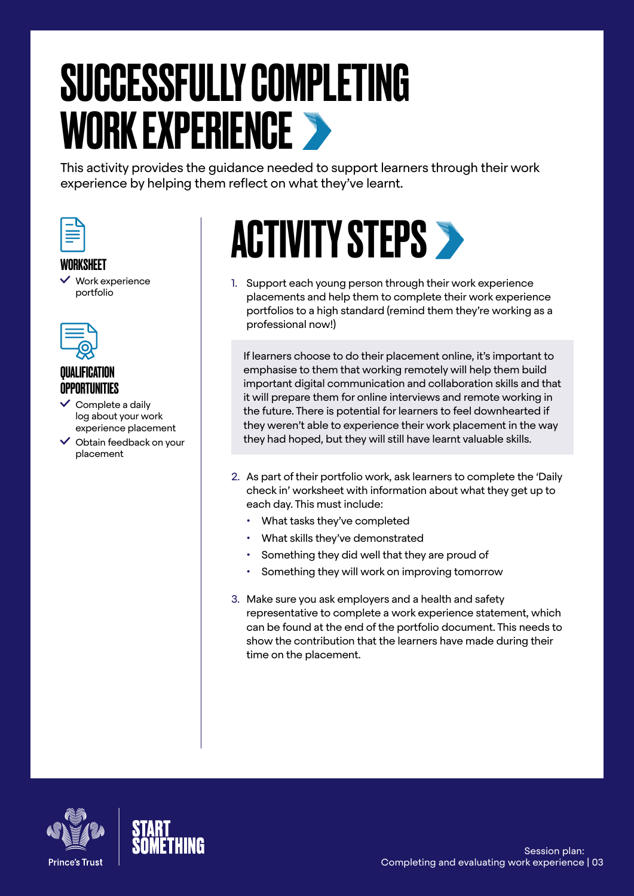# SUCCESSFULLY COMPLETING WORK EXPERIENCE

This activity provides the guidance needed to support learners through their work experience by helping them reflect on what they've learnt.

### WORKSHEET

- ✓ Work experience portfolio

### QUALIFICATION OPPORTUNITIES

- ✓ Complete a daily log about your work experience placement
- ✓ Obtain feedback on your placement

## ACTIVITY STEPS

1. Support each young person through their work experience placements and help them to complete their work experience portfolios to a high standard (remind them they're working as a professional now!)

> If learners choose to do their placement online, it's important to emphasise to them that working remotely will help them build important digital communication and collaboration skills and that it will prepare them for online interviews and remote working in the future. There is potential for learners to feel downhearted if they weren't able to experience their work placement in the way they had hoped, but they will still have learnt valuable skills.

2. As part of their portfolio work, ask learners to complete the 'Daily check in' worksheet with information about what they get up to each day. This must include:
   - What tasks they've completed
   - What skills they've demonstrated
   - Something they did well that they are proud of
   - Something they will work on improving tomorrow

3. Make sure you ask employers and a health and safety representative to complete a work experience statement, which can be found at the end of the portfolio document. This needs to show the contribution that the learners have made during their time on the placement.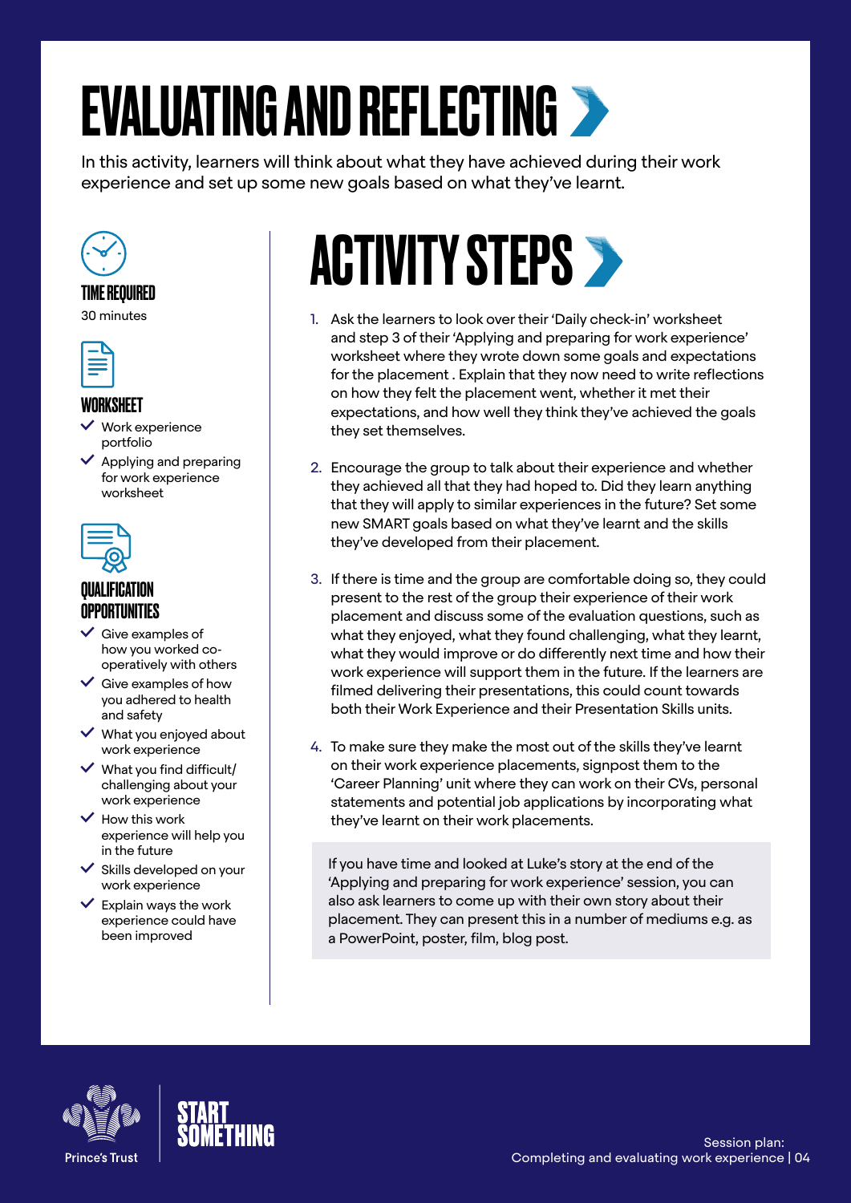# EVALUATING AND REFLECTING

In this activity, learners will think about what they have achieved during their work experience and set up some new goals based on what they've learnt.

### TIME REQUIRED

30 minutes

### WORKSHEET

- Work experience portfolio
- Applying and preparing for work experience worksheet

### QUALIFICATION OPPORTUNITIES

- Give examples of how you worked co-operatively with others
- Give examples of how you adhered to health and safety
- What you enjoyed about work experience
- What you find difficult/ challenging about your work experience
- How this work experience will help you in the future
- Skills developed on your work experience
- Explain ways the work experience could have been improved

## ACTIVITY STEPS

1. Ask the learners to look over their 'Daily check-in' worksheet and step 3 of their 'Applying and preparing for work experience' worksheet where they wrote down some goals and expectations for the placement . Explain that they now need to write reflections on how they felt the placement went, whether it met their expectations, and how well they think they've achieved the goals they set themselves.
2. Encourage the group to talk about their experience and whether they achieved all that they had hoped to. Did they learn anything that they will apply to similar experiences in the future? Set some new SMART goals based on what they've learnt and the skills they've developed from their placement.
3. If there is time and the group are comfortable doing so, they could present to the rest of the group their experience of their work placement and discuss some of the evaluation questions, such as what they enjoyed, what they found challenging, what they learnt, what they would improve or do differently next time and how their work experience will support them in the future. If the learners are filmed delivering their presentations, this could count towards both their Work Experience and their Presentation Skills units.
4. To make sure they make the most out of the skills they've learnt on their work experience placements, signpost them to the 'Career Planning' unit where they can work on their CVs, personal statements and potential job applications by incorporating what they've learnt on their work placements.

If you have time and looked at Luke's story at the end of the 'Applying and preparing for work experience' session, you can also ask learners to come up with their own story about their placement. They can present this in a number of mediums e.g. as a PowerPoint, poster, film, blog post.